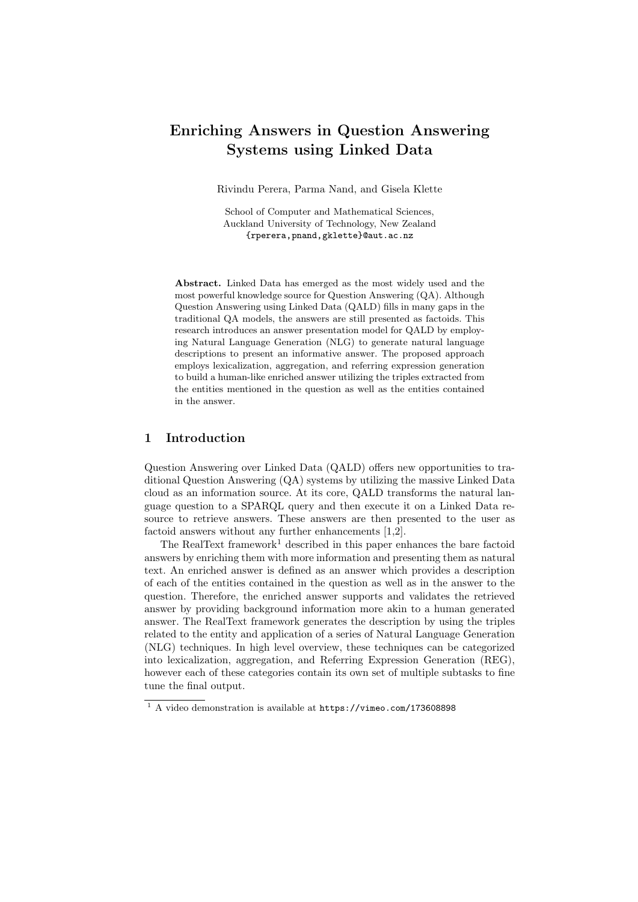# Enriching Answers in Question Answering Systems using Linked Data

Rivindu Perera, Parma Nand, and Gisela Klette

School of Computer and Mathematical Sciences,
Auckland University of Technology, New Zealand
{rperera,pnand,gklette}@aut.ac.nz

**Abstract.** Linked Data has emerged as the most widely used and the most powerful knowledge source for Question Answering (QA). Although Question Answering using Linked Data (QALD) fills in many gaps in the traditional QA models, the answers are still presented as factoids. This research introduces an answer presentation model for QALD by employing Natural Language Generation (NLG) to generate natural language descriptions to present an informative answer. The proposed approach employs lexicalization, aggregation, and referring expression generation to build a human-like enriched answer utilizing the triples extracted from the entities mentioned in the question as well as the entities contained in the answer.

## 1 Introduction

Question Answering over Linked Data (QALD) offers new opportunities to traditional Question Answering (QA) systems by utilizing the massive Linked Data cloud as an information source. At its core, QALD transforms the natural language question to a SPARQL query and then execute it on a Linked Data resource to retrieve answers. These answers are then presented to the user as factoid answers without any further enhancements [1,2].

The RealText framework[1] described in this paper enhances the bare factoid answers by enriching them with more information and presenting them as natural text. An enriched answer is defined as an answer which provides a description of each of the entities contained in the question as well as in the answer to the question. Therefore, the enriched answer supports and validates the retrieved answer by providing background information more akin to a human generated answer. The RealText framework generates the description by using the triples related to the entity and application of a series of Natural Language Generation (NLG) techniques. In high level overview, these techniques can be categorized into lexicalization, aggregation, and Referring Expression Generation (REG), however each of these categories contain its own set of multiple subtasks to fine tune the final output.

[1] A video demonstration is available at https://vimeo.com/173608898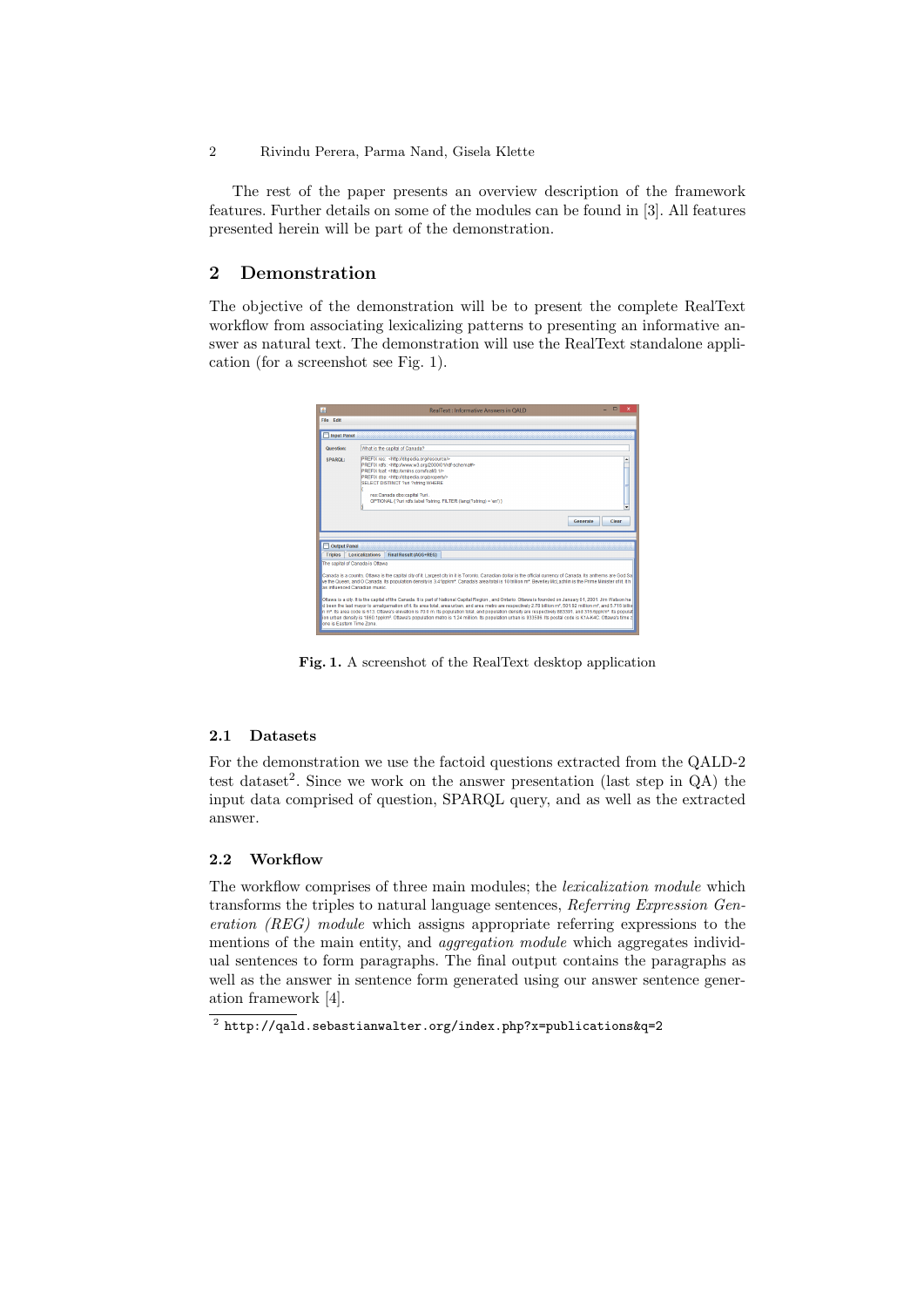The rest of the paper presents an overview description of the framework features. Further details on some of the modules can be found in [3]. All features presented herein will be part of the demonstration.

## 2 Demonstration

The objective of the demonstration will be to present the complete RealText workflow from associating lexicalizing patterns to presenting an informative answer as natural text. The demonstration will use the RealText standalone application (for a screenshot see Fig. 1).

**Fig. 1.** A screenshot of the RealText desktop application

### 2.1 Datasets

For the demonstration we use the factoid questions extracted from the QALD-2 test dataset[2]. Since we work on the answer presentation (last step in QA) the input data comprised of question, SPARQL query, and as well as the extracted answer.

### 2.2 Workflow

The workflow comprises of three main modules; the *lexicalization module* which transforms the triples to natural language sentences, *Referring Expression Generation (REG) module* which assigns appropriate referring expressions to the mentions of the main entity, and *aggregation module* which aggregates individual sentences to form paragraphs. The final output contains the paragraphs as well as the answer in sentence form generated using our answer sentence generation framework [4].

[2] http://qald.sebastianwalter.org/index.php?x=publications&q=2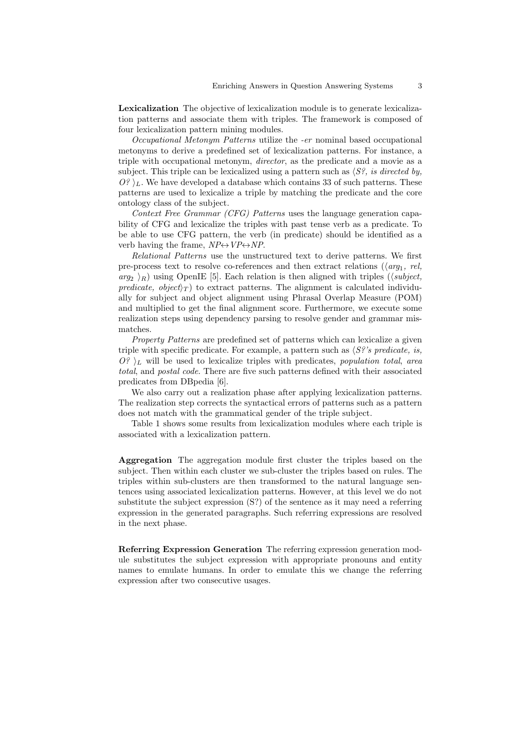**Lexicalization** The objective of lexicalization module is to generate lexicalization patterns and associate them with triples. The framework is composed of four lexicalization pattern mining modules.

*Occupational Metonym Patterns* utilize the *-er* nominal based occupational metonyms to derive a predefined set of lexicalization patterns. For instance, a triple with occupational metonym, *director*, as the predicate and a movie as a subject. This triple can be lexicalized using a pattern such as $\langle$*S?, is directed by, O?* $\rangle_L$. We have developed a database which contains 33 of such patterns. These patterns are used to lexicalize a triple by matching the predicate and the core ontology class of the subject.

*Context Free Grammar (CFG) Patterns* uses the language generation capability of CFG and lexicalize the triples with past tense verb as a predicate. To be able to use CFG pattern, the verb (in predicate) should be identified as a verb having the frame, *NP*$\leftrightarrow$*VP*$\leftrightarrow$*NP*.

*Relational Patterns* use the unstructured text to derive patterns. We first pre-process text to resolve co-references and then extract relations ($\langle arg_1, rel, arg_2 \rangle_R$) using OpenIE [5]. Each relation is then aligned with triples ($\langle subject, predicate, object \rangle_T$) to extract patterns. The alignment is calculated individually for subject and object alignment using Phrasal Overlap Measure (POM) and multiplied to get the final alignment score. Furthermore, we execute some realization steps using dependency parsing to resolve gender and grammar mismatches.

*Property Patterns* are predefined set of patterns which can lexicalize a given triple with specific predicate. For example, a pattern such as $\langle$*S?'s predicate, is, O?* $\rangle_L$ will be used to lexicalize triples with predicates, *population total*, *area total*, and *postal code*. There are five such patterns defined with their associated predicates from DBpedia [6].

We also carry out a realization phase after applying lexicalization patterns. The realization step corrects the syntactical errors of patterns such as a pattern does not match with the grammatical gender of the triple subject.

Table 1 shows some results from lexicalization modules where each triple is associated with a lexicalization pattern.

**Aggregation** The aggregation module first cluster the triples based on the subject. Then within each cluster we sub-cluster the triples based on rules. The triples within sub-clusters are then transformed to the natural language sentences using associated lexicalization patterns. However, at this level we do not substitute the subject expression (S?) of the sentence as it may need a referring expression in the generated paragraphs. Such referring expressions are resolved in the next phase.

**Referring Expression Generation** The referring expression generation module substitutes the subject expression with appropriate pronouns and entity names to emulate humans. In order to emulate this we change the referring expression after two consecutive usages.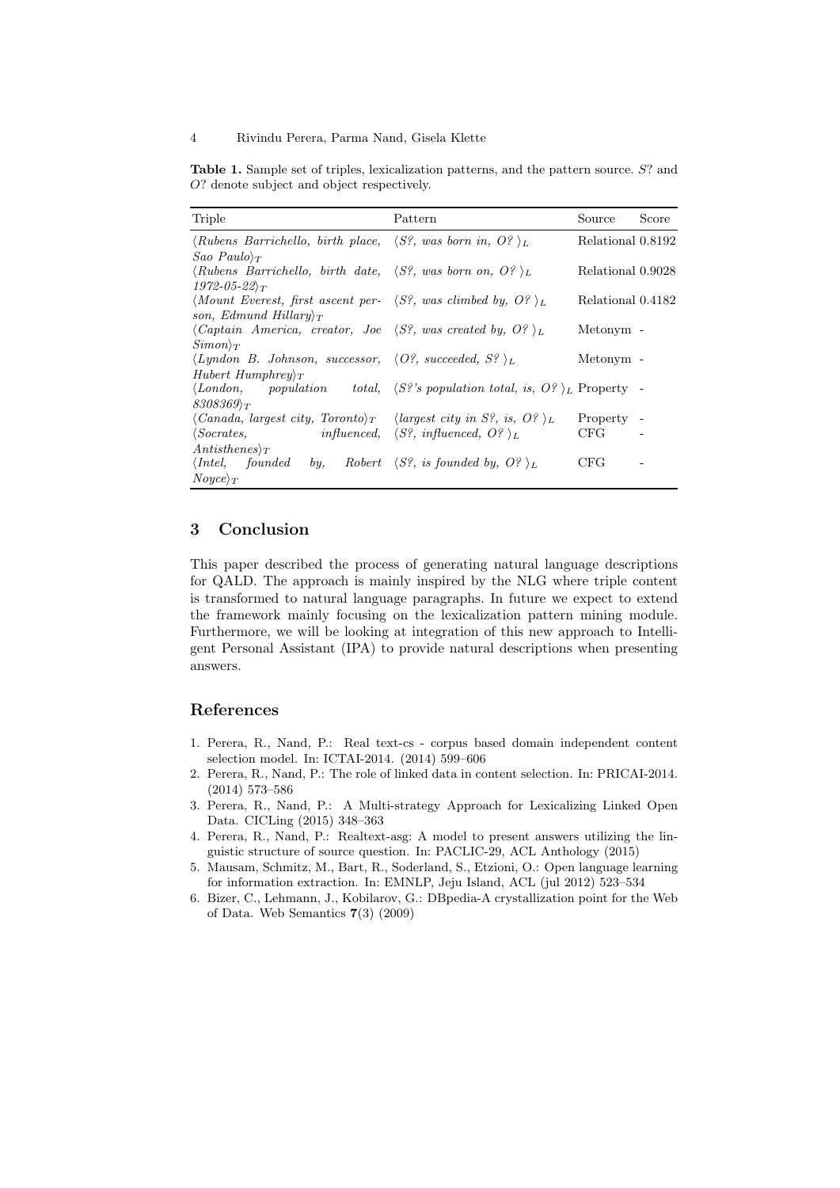**Table 1.** Sample set of triples, lexicalization patterns, and the pattern source. $S?$ and $O?$ denote subject and object respectively.

| Triple | Pattern | Source | Score |
|---|---|---|---|
| $\langle$*Rubens Barrichello, birth place, Sao Paulo*$\rangle_T$ | $\langle$*S?, was born in, O?* $\rangle_L$ | Relational | 0.8192 |
| $\langle$*Rubens Barrichello, birth date, 1972-05-22*$\rangle_T$ | $\langle$*S?, was born on, O?* $\rangle_L$ | Relational | 0.9028 |
| $\langle$*Mount Everest, first ascent person, Edmund Hillary*$\rangle_T$ | $\langle$*S?, was climbed by, O?* $\rangle_L$ | Relational | 0.4182 |
| $\langle$*Captain America, creator, Joe Simon*$\rangle_T$ | $\langle$*S?, was created by, O?* $\rangle_L$ | Metonym | - |
| $\langle$*Lyndon B. Johnson, successor, Hubert Humphrey*$\rangle_T$ | $\langle$*O?, succeeded, S?* $\rangle_L$ | Metonym | - |
| $\langle$*London, population total, 8308369*$\rangle_T$ | $\langle$*S?'s population total, is, O?* $\rangle_L$ | Property | - |
| $\langle$*Canada, largest city, Toronto*$\rangle_T$ | $\langle$*largest city in S?, is, O?* $\rangle_L$ | Property | - |
| $\langle$*Socrates, influenced, Antisthenes*$\rangle_T$ | $\langle$*S?, influenced, O?* $\rangle_L$ | CFG | - |
| $\langle$*Intel, founded by, Robert Noyce*$\rangle_T$ | $\langle$*S?, is founded by, O?* $\rangle_L$ | CFG | - |

## 3 Conclusion

This paper described the process of generating natural language descriptions for QALD. The approach is mainly inspired by the NLG where triple content is transformed to natural language paragraphs. In future we expect to extend the framework mainly focusing on the lexicalization pattern mining module. Furthermore, we will be looking at integration of this new approach to Intelligent Personal Assistant (IPA) to provide natural descriptions when presenting answers.

## References

1. Perera, R., Nand, P.: Real text-cs - corpus based domain independent content selection model. In: ICTAI-2014. (2014) 599–606
2. Perera, R., Nand, P.: The role of linked data in content selection. In: PRICAI-2014. (2014) 573–586
3. Perera, R., Nand, P.: A Multi-strategy Approach for Lexicalizing Linked Open Data. CICLing (2015) 348–363
4. Perera, R., Nand, P.: Realtext-asg: A model to present answers utilizing the linguistic structure of source question. In: PACLIC-29, ACL Anthology (2015)
5. Mausam, Schmitz, M., Bart, R., Soderland, S., Etzioni, O.: Open language learning for information extraction. In: EMNLP, Jeju Island, ACL (jul 2012) 523–534
6. Bizer, C., Lehmann, J., Kobilarov, G.: DBpedia-A crystallization point for the Web of Data. Web Semantics **7**(3) (2009)